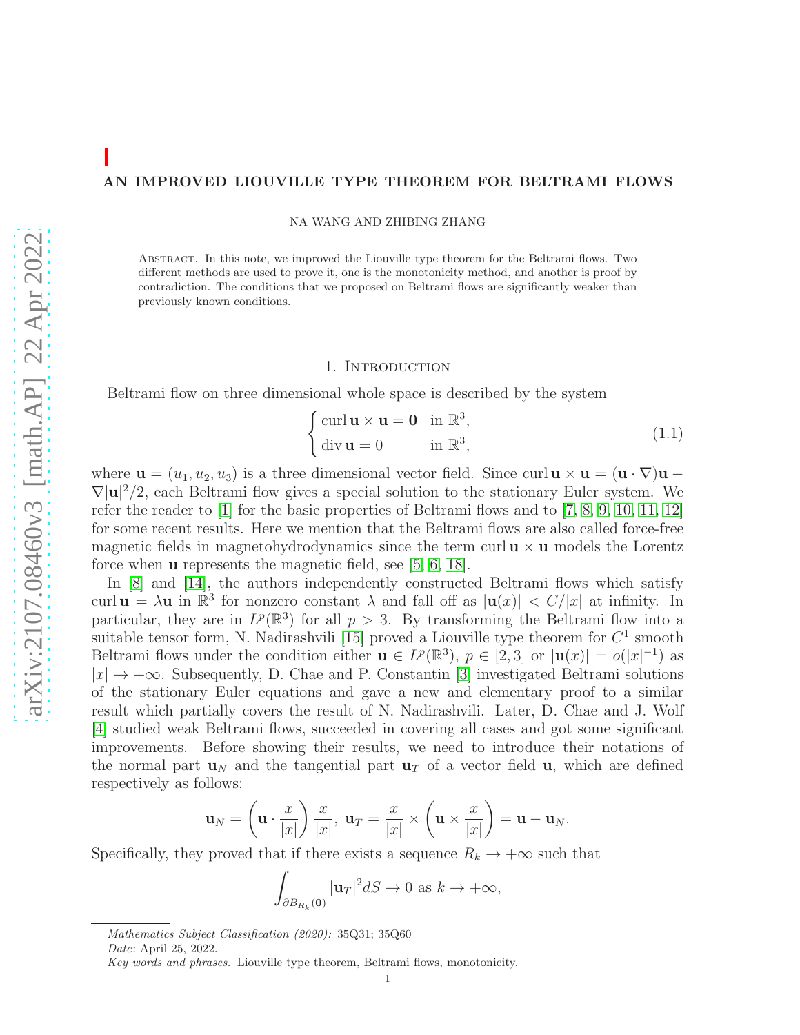# AN IMPROVED LIOUVILLE TYPE THEOREM FOR BELTRAMI FLOWS

NA WANG AND ZHIBING ZHANG

Abstract. In this note, we improved the Liouville type theorem for the Beltrami flows. Two different methods are used to prove it, one is the monotonicity method, and another is proof by contradiction. The conditions that we proposed on Beltrami flows are significantly weaker than previously known conditions.

## 1. Introduction

Beltrami flow on three dimensional whole space is described by the system

$$\begin{cases} \operatorname{curl} \mathbf{u} \times \mathbf{u} = \mathbf{0} & \text{in } \mathbb{R}^3, \\ \operatorname{div} \mathbf{u} = 0 & \text{in } \mathbb{R}^3, \end{cases} \tag{1.1}$$

where $\mathbf{u} = (u_1, u_2, u_3)$ is a three dimensional vector field. Since $\operatorname{curl} \mathbf{u} \times \mathbf{u} = (\mathbf{u} \cdot \nabla)\mathbf{u} - \nabla|\mathbf{u}|^2/2$, each Beltrami flow gives a special solution to the stationary Euler system. We refer the reader to [1] for the basic properties of Beltrami flows and to [7, 8, 9, 10, 11, 12] for some recent results. Here we mention that the Beltrami flows are also called force-free magnetic fields in magnetohydrodynamics since the term $\operatorname{curl} \mathbf{u} \times \mathbf{u}$ models the Lorentz force when $\mathbf{u}$ represents the magnetic field, see [5, 6, 18].

In [8] and [14], the authors independently constructed Beltrami flows which satisfy $\operatorname{curl} \mathbf{u} = \lambda \mathbf{u}$ in $\mathbb{R}^3$ for nonzero constant $\lambda$ and fall off as $|\mathbf{u}(x)| < C/|x|$ at infinity. In particular, they are in $L^p(\mathbb{R}^3)$ for all $p > 3$. By transforming the Beltrami flow into a suitable tensor form, N. Nadirashvili [15] proved a Liouville type theorem for $C^1$ smooth Beltrami flows under the condition either $\mathbf{u} \in L^p(\mathbb{R}^3)$, $p \in [2, 3]$ or $|\mathbf{u}(x)| = o(|x|^{-1})$ as $|x| \to +\infty$. Subsequently, D. Chae and P. Constantin [3] investigated Beltrami solutions of the stationary Euler equations and gave a new and elementary proof to a similar result which partially covers the result of N. Nadirashvili. Later, D. Chae and J. Wolf [4] studied weak Beltrami flows, succeeded in covering all cases and got some significant improvements. Before showing their results, we need to introduce their notations of the normal part $\mathbf{u}_N$ and the tangential part $\mathbf{u}_T$ of a vector field $\mathbf{u}$, which are defined respectively as follows:

$$\mathbf{u}_N = \left(\mathbf{u} \cdot \frac{x}{|x|}\right) \frac{x}{|x|}, \; \mathbf{u}_T = \frac{x}{|x|} \times \left(\mathbf{u} \times \frac{x}{|x|}\right) = \mathbf{u} - \mathbf{u}_N.$$

Specifically, they proved that if there exists a sequence $R_k \to +\infty$ such that

$$\int_{\partial B_{R_k}(\mathbf{0})} |\mathbf{u}_T|^2 dS \to 0 \text{ as } k \to +\infty,$$

*Mathematics Subject Classification (2020):* 35Q31; 35Q60

*Date*: April 25, 2022.

*Key words and phrases.* Liouville type theorem, Beltrami flows, monotonicity.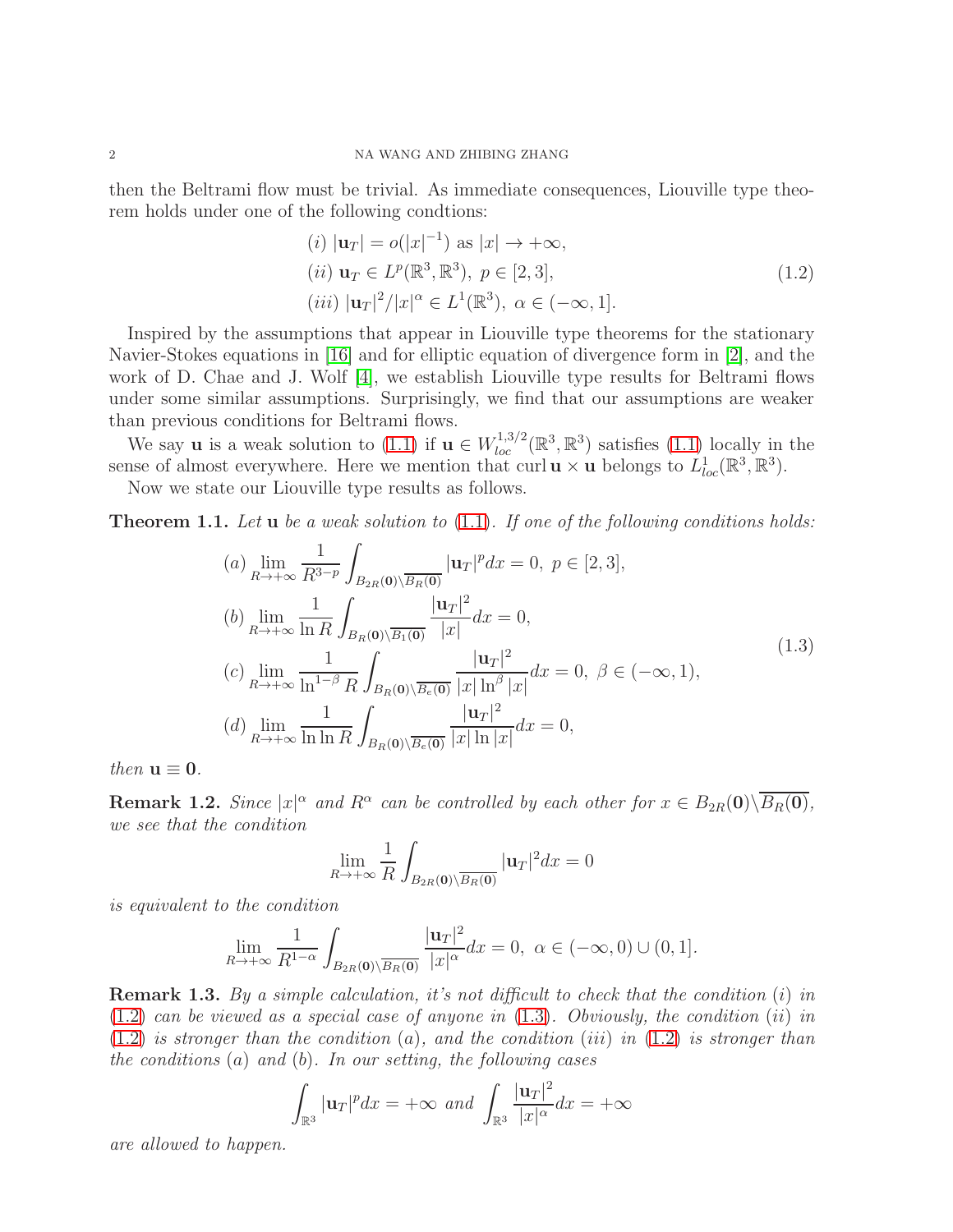then the Beltrami flow must be trivial. As immediate consequences, Liouville type theorem holds under one of the following condtions:

$$
\begin{aligned}
&(i)\ |\mathbf{u}_T| = o(|x|^{-1}) \text{ as } |x| \to +\infty,\\
&(ii)\ \mathbf{u}_T \in L^p(\mathbb{R}^3, \mathbb{R}^3),\ p \in [2,3],\\
&(iii)\ |\mathbf{u}_T|^2/|x|^\alpha \in L^1(\mathbb{R}^3),\ \alpha \in (-\infty, 1].
\end{aligned}
\tag{1.2}
$$

Inspired by the assumptions that appear in Liouville type theorems for the stationary Navier-Stokes equations in [16] and for elliptic equation of divergence form in [2], and the work of D. Chae and J. Wolf [4], we establish Liouville type results for Beltrami flows under some similar assumptions. Surprisingly, we find that our assumptions are weaker than previous conditions for Beltrami flows.

We say $\mathbf{u}$ is a weak solution to (1.1) if $\mathbf{u} \in W^{1,3/2}_{loc}(\mathbb{R}^3, \mathbb{R}^3)$ satisfies (1.1) locally in the sense of almost everywhere. Here we mention that $\operatorname{curl} \mathbf{u} \times \mathbf{u}$ belongs to $L^1_{loc}(\mathbb{R}^3, \mathbb{R}^3)$.

Now we state our Liouville type results as follows.

**Theorem 1.1.** *Let $\mathbf{u}$ be a weak solution to (1.1). If one of the following conditions holds:*

$$
\begin{aligned}
&(a)\ \lim_{R\to+\infty} \frac{1}{R^{3-p}} \int_{B_{2R}(\mathbf{0})\setminus\overline{B_R(\mathbf{0})}} |\mathbf{u}_T|^p dx = 0,\ p \in [2,3],\\
&(b)\ \lim_{R\to+\infty} \frac{1}{\ln R} \int_{B_{R}(\mathbf{0})\setminus\overline{B_1(\mathbf{0})}} \frac{|\mathbf{u}_T|^2}{|x|} dx = 0,\\
&(c)\ \lim_{R\to+\infty} \frac{1}{\ln^{1-\beta} R} \int_{B_{R}(\mathbf{0})\setminus\overline{B_e(\mathbf{0})}} \frac{|\mathbf{u}_T|^2}{|x|\ln^\beta |x|} dx = 0,\ \beta \in (-\infty, 1),\\
&(d)\ \lim_{R\to+\infty} \frac{1}{\ln\ln R} \int_{B_{R}(\mathbf{0})\setminus\overline{B_e(\mathbf{0})}} \frac{|\mathbf{u}_T|^2}{|x|\ln |x|} dx = 0,
\end{aligned}
\tag{1.3}
$$

*then $\mathbf{u} \equiv \mathbf{0}$.*

**Remark 1.2.** *Since $|x|^\alpha$ and $R^\alpha$ can be controlled by each other for $x \in B_{2R}(\mathbf{0})\setminus\overline{B_R(\mathbf{0})}$, we see that the condition*

$$
\lim_{R\to+\infty} \frac{1}{R} \int_{B_{2R}(\mathbf{0})\setminus\overline{B_R(\mathbf{0})}} |\mathbf{u}_T|^2 dx = 0
$$

*is equivalent to the condition*

$$
\lim_{R\to+\infty} \frac{1}{R^{1-\alpha}} \int_{B_{2R}(\mathbf{0})\setminus\overline{B_R(\mathbf{0})}} \frac{|\mathbf{u}_T|^2}{|x|^\alpha} dx = 0,\ \alpha \in (-\infty, 0) \cup (0, 1].
$$

**Remark 1.3.** *By a simple calculation, it's not difficult to check that the condition $(i)$ in (1.2) can be viewed as a special case of anyone in (1.3). Obviously, the condition $(ii)$ in (1.2) is stronger than the condition $(a)$, and the condition $(iii)$ in (1.2) is stronger than the conditions $(a)$ and $(b)$. In our setting, the following cases*

$$
\int_{\mathbb{R}^3} |\mathbf{u}_T|^p dx = +\infty \text{ and } \int_{\mathbb{R}^3} \frac{|\mathbf{u}_T|^2}{|x|^\alpha} dx = +\infty
$$

*are allowed to happen.*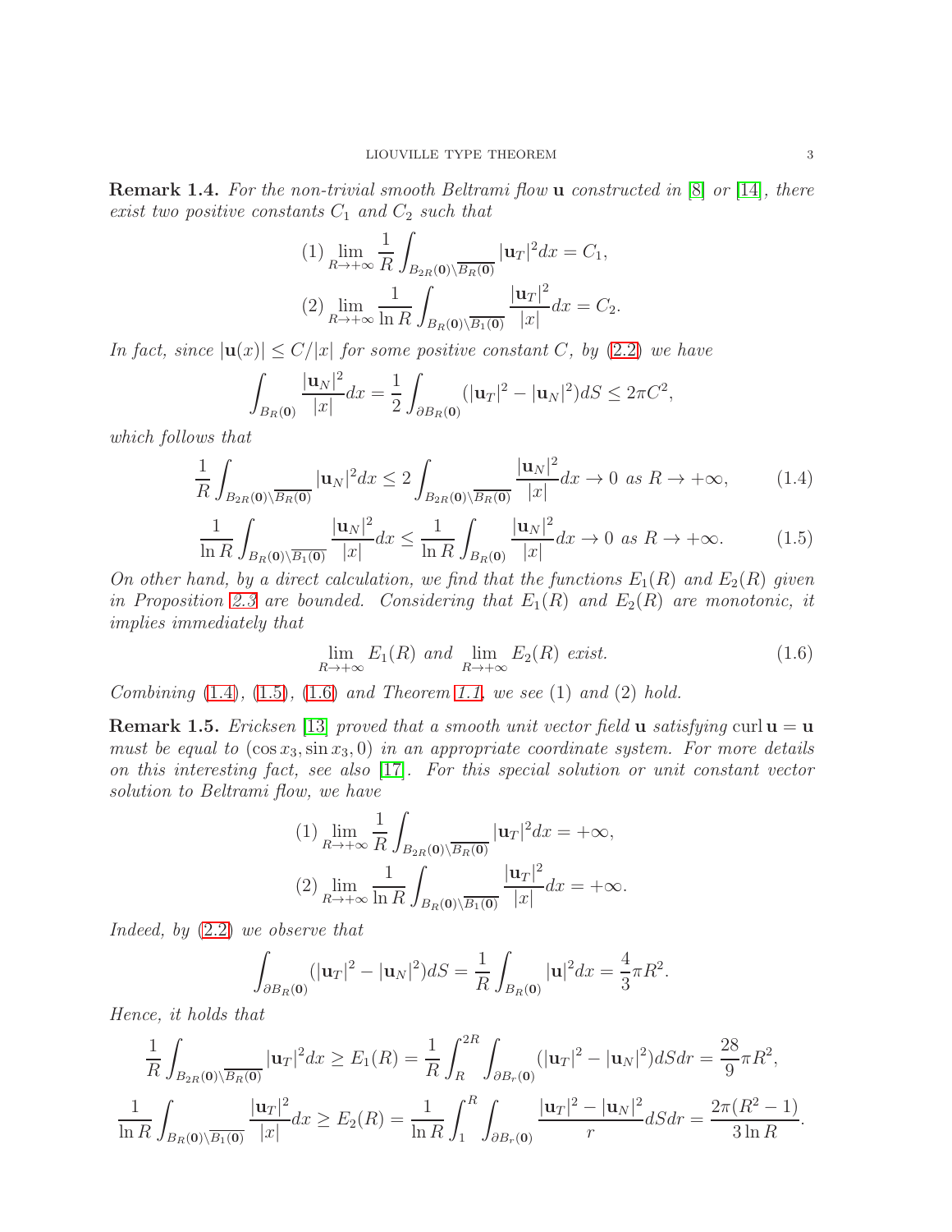**Remark 1.4.** *For the non-trivial smooth Beltrami flow* $\mathbf{u}$ *constructed in* [8] *or* [14], *there exist two positive constants* $C_1$ *and* $C_2$ *such that*

$$(1) \lim_{R\to+\infty} \frac{1}{R}\int_{B_{2R}(\mathbf{0})\setminus\overline{B_R(\mathbf{0})}} |\mathbf{u}_T|^2 dx = C_1,$$

$$(2) \lim_{R\to+\infty} \frac{1}{\ln R}\int_{B_R(\mathbf{0})\setminus\overline{B_1(\mathbf{0})}} \frac{|\mathbf{u}_T|^2}{|x|} dx = C_2.$$

*In fact, since* $|\mathbf{u}(x)| \le C/|x|$ *for some positive constant* $C$, *by* (2.2) *we have*

$$\int_{B_R(\mathbf{0})} \frac{|\mathbf{u}_N|^2}{|x|} dx = \frac{1}{2}\int_{\partial B_R(\mathbf{0})} (|\mathbf{u}_T|^2 - |\mathbf{u}_N|^2) dS \le 2\pi C^2,$$

*which follows that*

$$\frac{1}{R}\int_{B_{2R}(\mathbf{0})\setminus\overline{B_R(\mathbf{0})}} |\mathbf{u}_N|^2 dx \le 2\int_{B_{2R}(\mathbf{0})\setminus\overline{B_R(\mathbf{0})}} \frac{|\mathbf{u}_N|^2}{|x|} dx \to 0 \text{ as } R\to+\infty, \tag{1.4}$$

$$\frac{1}{\ln R}\int_{B_R(\mathbf{0})\setminus\overline{B_1(\mathbf{0})}} \frac{|\mathbf{u}_N|^2}{|x|} dx \le \frac{1}{\ln R}\int_{B_R(\mathbf{0})} \frac{|\mathbf{u}_N|^2}{|x|} dx \to 0 \text{ as } R\to+\infty. \tag{1.5}$$

*On other hand, by a direct calculation, we find that the functions* $E_1(R)$ *and* $E_2(R)$ *given in Proposition 2.3 are bounded. Considering that* $E_1(R)$ *and* $E_2(R)$ *are monotonic, it implies immediately that*

$$\lim_{R\to+\infty} E_1(R) \text{ and } \lim_{R\to+\infty} E_2(R) \text{ exist.} \tag{1.6}$$

*Combining* (1.4), (1.5), (1.6) *and Theorem 1.1, we see* (1) *and* (2) *hold.*

**Remark 1.5.** *Ericksen* [13] *proved that a smooth unit vector field* $\mathbf{u}$ *satisfying* $\operatorname{curl}\mathbf{u} = \mathbf{u}$ *must be equal to* $(\cos x_3, \sin x_3, 0)$ *in an appropriate coordinate system. For more details on this interesting fact, see also* [17]. *For this special solution or unit constant vector solution to Beltrami flow, we have*

$$(1) \lim_{R\to+\infty} \frac{1}{R}\int_{B_{2R}(\mathbf{0})\setminus\overline{B_R(\mathbf{0})}} |\mathbf{u}_T|^2 dx = +\infty,$$

$$(2) \lim_{R\to+\infty} \frac{1}{\ln R}\int_{B_R(\mathbf{0})\setminus\overline{B_1(\mathbf{0})}} \frac{|\mathbf{u}_T|^2}{|x|} dx = +\infty.$$

*Indeed, by* (2.2) *we observe that*

$$\int_{\partial B_R(\mathbf{0})} (|\mathbf{u}_T|^2 - |\mathbf{u}_N|^2) dS = \frac{1}{R}\int_{B_R(\mathbf{0})} |\mathbf{u}|^2 dx = \frac{4}{3}\pi R^2.$$

*Hence, it holds that*

$$\frac{1}{R}\int_{B_{2R}(\mathbf{0})\setminus\overline{B_R(\mathbf{0})}} |\mathbf{u}_T|^2 dx \ge E_1(R) = \frac{1}{R}\int_R^{2R}\int_{\partial B_r(\mathbf{0})} (|\mathbf{u}_T|^2 - |\mathbf{u}_N|^2) dS dr = \frac{28}{9}\pi R^2,$$

$$\frac{1}{\ln R}\int_{B_R(\mathbf{0})\setminus\overline{B_1(\mathbf{0})}} \frac{|\mathbf{u}_T|^2}{|x|} dx \ge E_2(R) = \frac{1}{\ln R}\int_1^R\int_{\partial B_r(\mathbf{0})} \frac{|\mathbf{u}_T|^2 - |\mathbf{u}_N|^2}{r} dS dr = \frac{2\pi(R^2-1)}{3\ln R}.$$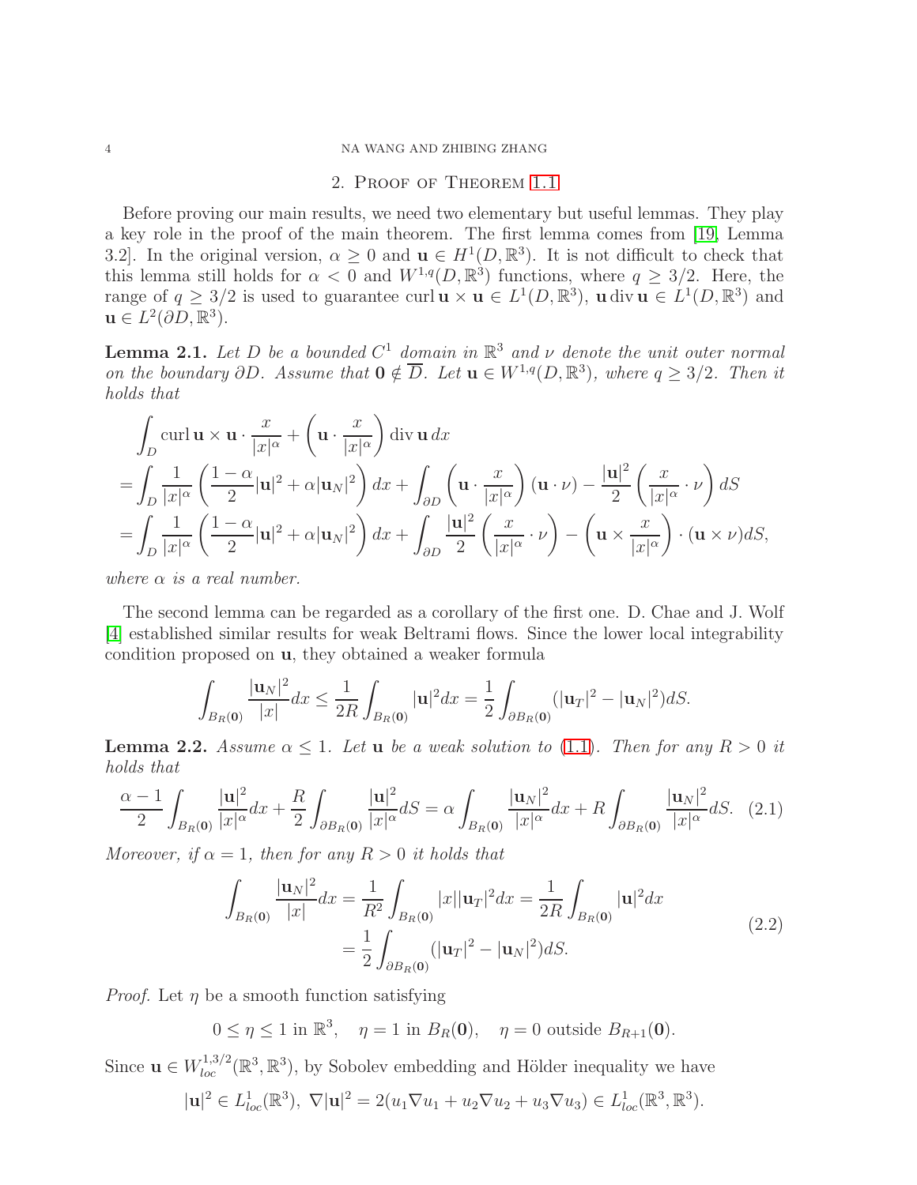## 2. Proof of Theorem 1.1

Before proving our main results, we need two elementary but useful lemmas. They play a key role in the proof of the main theorem. The first lemma comes from [19, Lemma 3.2]. In the original version, $\alpha \geq 0$ and $\mathbf{u} \in H^1(D, \mathbb{R}^3)$. It is not difficult to check that this lemma still holds for $\alpha < 0$ and $W^{1,q}(D, \mathbb{R}^3)$ functions, where $q \geq 3/2$. Here, the range of $q \geq 3/2$ is used to guarantee $\operatorname{curl} \mathbf{u} \times \mathbf{u} \in L^1(D, \mathbb{R}^3)$, $\mathbf{u} \operatorname{div} \mathbf{u} \in L^1(D, \mathbb{R}^3)$ and $\mathbf{u} \in L^2(\partial D, \mathbb{R}^3)$.

**Lemma 2.1.** *Let $D$ be a bounded $C^1$ domain in $\mathbb{R}^3$ and $\nu$ denote the unit outer normal on the boundary $\partial D$. Assume that $\mathbf{0} \notin \overline{D}$. Let $\mathbf{u} \in W^{1,q}(D, \mathbb{R}^3)$, where $q \geq 3/2$. Then it holds that*

$$
\begin{aligned}
&\int_D \operatorname{curl} \mathbf{u} \times \mathbf{u} \cdot \frac{x}{|x|^\alpha} + \left(\mathbf{u} \cdot \frac{x}{|x|^\alpha}\right) \operatorname{div} \mathbf{u} \, dx \\
&= \int_D \frac{1}{|x|^\alpha} \left( \frac{1-\alpha}{2} |\mathbf{u}|^2 + \alpha |\mathbf{u}_N|^2 \right) dx + \int_{\partial D} \left(\mathbf{u} \cdot \frac{x}{|x|^\alpha}\right)(\mathbf{u} \cdot \nu) - \frac{|\mathbf{u}|^2}{2} \left(\frac{x}{|x|^\alpha} \cdot \nu\right) dS \\
&= \int_D \frac{1}{|x|^\alpha} \left( \frac{1-\alpha}{2} |\mathbf{u}|^2 + \alpha |\mathbf{u}_N|^2 \right) dx + \int_{\partial D} \frac{|\mathbf{u}|^2}{2} \left(\frac{x}{|x|^\alpha} \cdot \nu\right) - \left(\mathbf{u} \times \frac{x}{|x|^\alpha}\right) \cdot (\mathbf{u} \times \nu) dS,
\end{aligned}
$$

*where $\alpha$ is a real number.*

The second lemma can be regarded as a corollary of the first one. D. Chae and J. Wolf [4] established similar results for weak Beltrami flows. Since the lower local integrability condition proposed on $\mathbf{u}$, they obtained a weaker formula

$$
\int_{B_R(\mathbf{0})} \frac{|\mathbf{u}_N|^2}{|x|} dx \leq \frac{1}{2R} \int_{B_R(\mathbf{0})} |\mathbf{u}|^2 dx = \frac{1}{2} \int_{\partial B_R(\mathbf{0})} (|\mathbf{u}_T|^2 - |\mathbf{u}_N|^2) dS.
$$

**Lemma 2.2.** *Assume $\alpha \leq 1$. Let $\mathbf{u}$ be a weak solution to (1.1). Then for any $R > 0$ it holds that*

$$
\frac{\alpha - 1}{2} \int_{B_R(\mathbf{0})} \frac{|\mathbf{u}|^2}{|x|^\alpha} dx + \frac{R}{2} \int_{\partial B_R(\mathbf{0})} \frac{|\mathbf{u}|^2}{|x|^\alpha} dS = \alpha \int_{B_R(\mathbf{0})} \frac{|\mathbf{u}_N|^2}{|x|^\alpha} dx + R \int_{\partial B_R(\mathbf{0})} \frac{|\mathbf{u}_N|^2}{|x|^\alpha} dS. \tag{2.1}
$$

*Moreover, if $\alpha = 1$, then for any $R > 0$ it holds that*

$$
\begin{aligned}
\int_{B_R(\mathbf{0})} \frac{|\mathbf{u}_N|^2}{|x|} dx &= \frac{1}{R^2} \int_{B_R(\mathbf{0})} |x| |\mathbf{u}_T|^2 dx = \frac{1}{2R} \int_{B_R(\mathbf{0})} |\mathbf{u}|^2 dx \\
&= \frac{1}{2} \int_{\partial B_R(\mathbf{0})} (|\mathbf{u}_T|^2 - |\mathbf{u}_N|^2) dS.
\end{aligned} \tag{2.2}
$$

*Proof.* Let $\eta$ be a smooth function satisfying

$$
0 \leq \eta \leq 1 \text{ in } \mathbb{R}^3, \quad \eta = 1 \text{ in } B_R(\mathbf{0}), \quad \eta = 0 \text{ outside } B_{R+1}(\mathbf{0}).
$$

Since $\mathbf{u} \in W^{1,3/2}_{loc}(\mathbb{R}^3, \mathbb{R}^3)$, by Sobolev embedding and Hölder inequality we have

$$
|\mathbf{u}|^2 \in L^1_{loc}(\mathbb{R}^3), \ \nabla |\mathbf{u}|^2 = 2(u_1 \nabla u_1 + u_2 \nabla u_2 + u_3 \nabla u_3) \in L^1_{loc}(\mathbb{R}^3, \mathbb{R}^3).
$$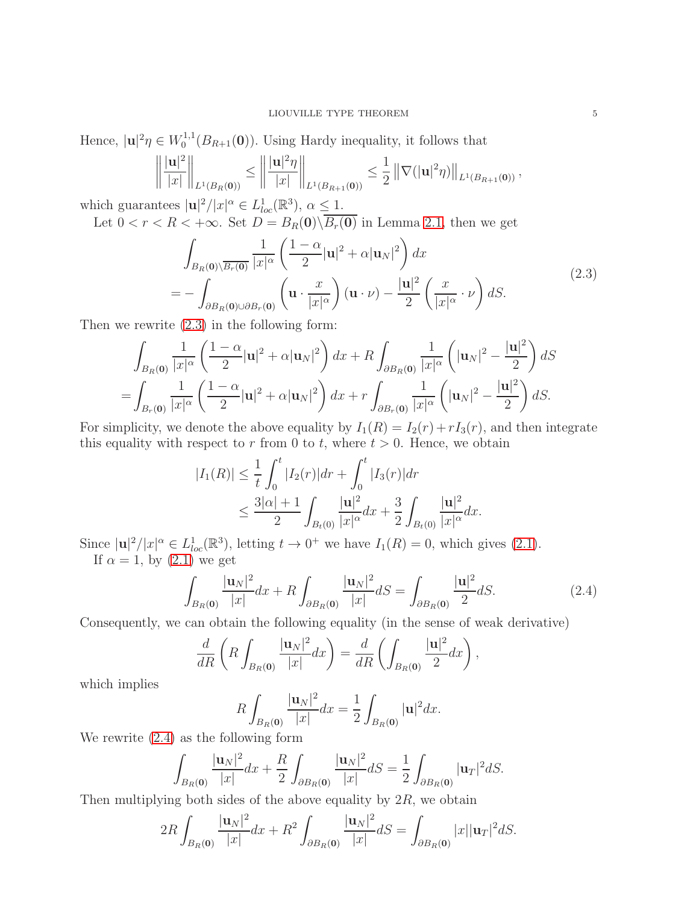Hence, $|\mathbf{u}|^2\eta \in W_0^{1,1}(B_{R+1}(\mathbf{0}))$. Using Hardy inequality, it follows that

$$
\left\| \frac{|\mathbf{u}|^2}{|x|} \right\|_{L^1(B_R(\mathbf{0}))} \leq \left\| \frac{|\mathbf{u}|^2\eta}{|x|} \right\|_{L^1(B_{R+1}(\mathbf{0}))} \leq \frac{1}{2} \left\| \nabla(|\mathbf{u}|^2\eta) \right\|_{L^1(B_{R+1}(\mathbf{0}))},
$$

which guarantees $|\mathbf{u}|^2/|x|^\alpha \in L^1_{loc}(\mathbb{R}^3)$, $\alpha \leq 1$.

Let $0 < r < R < +\infty$. Set $D = B_R(\mathbf{0}) \backslash \overline{B_r(\mathbf{0})}$ in Lemma 2.1, then we get

$$
\begin{aligned}
&\int_{B_R(\mathbf{0})\backslash\overline{B_r(\mathbf{0})}} \frac{1}{|x|^\alpha} \left( \frac{1-\alpha}{2}|\mathbf{u}|^2 + \alpha|\mathbf{u}_N|^2 \right) dx \\
&= -\int_{\partial B_R(\mathbf{0})\cup\partial B_r(\mathbf{0})} \left( \mathbf{u} \cdot \frac{x}{|x|^\alpha} \right)(\mathbf{u}\cdot\nu) - \frac{|\mathbf{u}|^2}{2}\left( \frac{x}{|x|^\alpha}\cdot \nu \right) dS.
\end{aligned}
\tag{2.3}
$$

Then we rewrite (2.3) in the following form:

$$
\begin{aligned}
&\int_{B_R(\mathbf{0})} \frac{1}{|x|^\alpha} \left( \frac{1-\alpha}{2}|\mathbf{u}|^2 + \alpha|\mathbf{u}_N|^2 \right) dx + R\int_{\partial B_R(\mathbf{0})} \frac{1}{|x|^\alpha} \left( |\mathbf{u}_N|^2 - \frac{|\mathbf{u}|^2}{2} \right) dS \\
=&\int_{B_r(\mathbf{0})} \frac{1}{|x|^\alpha} \left( \frac{1-\alpha}{2}|\mathbf{u}|^2 + \alpha|\mathbf{u}_N|^2 \right) dx + r\int_{\partial B_r(\mathbf{0})} \frac{1}{|x|^\alpha} \left( |\mathbf{u}_N|^2 - \frac{|\mathbf{u}|^2}{2} \right) dS.
\end{aligned}
$$

For simplicity, we denote the above equality by $I_1(R) = I_2(r) + rI_3(r)$, and then integrate this equality with respect to $r$ from 0 to $t$, where $t > 0$. Hence, we obtain

$$
\begin{aligned}
|I_1(R)| &\leq \frac{1}{t}\int_0^t |I_2(r)|dr + \int_0^t |I_3(r)|dr \\
&\leq \frac{3|\alpha|+1}{2}\int_{B_t(0)} \frac{|\mathbf{u}|^2}{|x|^\alpha}dx + \frac{3}{2}\int_{B_t(0)} \frac{|\mathbf{u}|^2}{|x|^\alpha}dx.
\end{aligned}
$$

Since $|\mathbf{u}|^2/|x|^\alpha \in L^1_{loc}(\mathbb{R}^3)$, letting $t \to 0^+$ we have $I_1(R) = 0$, which gives (2.1).

If $\alpha = 1$, by (2.1) we get

$$
\int_{B_R(\mathbf{0})} \frac{|\mathbf{u}_N|^2}{|x|}dx + R\int_{\partial B_R(\mathbf{0})} \frac{|\mathbf{u}_N|^2}{|x|}dS = \int_{\partial B_R(\mathbf{0})} \frac{|\mathbf{u}|^2}{2}dS. \tag{2.4}
$$

Consequently, we can obtain the following equality (in the sense of weak derivative)

$$
\frac{d}{dR}\left( R\int_{B_R(\mathbf{0})} \frac{|\mathbf{u}_N|^2}{|x|}dx \right) = \frac{d}{dR}\left( \int_{B_R(\mathbf{0})} \frac{|\mathbf{u}|^2}{2}dx \right),
$$

which implies

$$
R\int_{B_R(\mathbf{0})} \frac{|\mathbf{u}_N|^2}{|x|}dx = \frac{1}{2}\int_{B_R(\mathbf{0})} |\mathbf{u}|^2 dx.
$$

We rewrite (2.4) as the following form

$$
\int_{B_R(\mathbf{0})} \frac{|\mathbf{u}_N|^2}{|x|}dx + \frac{R}{2}\int_{\partial B_R(\mathbf{0})} \frac{|\mathbf{u}_N|^2}{|x|}dS = \frac{1}{2}\int_{\partial B_R(\mathbf{0})} |\mathbf{u}_T|^2 dS.
$$

Then multiplying both sides of the above equality by $2R$, we obtain

$$
2R\int_{B_R(\mathbf{0})} \frac{|\mathbf{u}_N|^2}{|x|}dx + R^2\int_{\partial B_R(\mathbf{0})} \frac{|\mathbf{u}_N|^2}{|x|}dS = \int_{\partial B_R(\mathbf{0})} |x||\mathbf{u}_T|^2 dS.
$$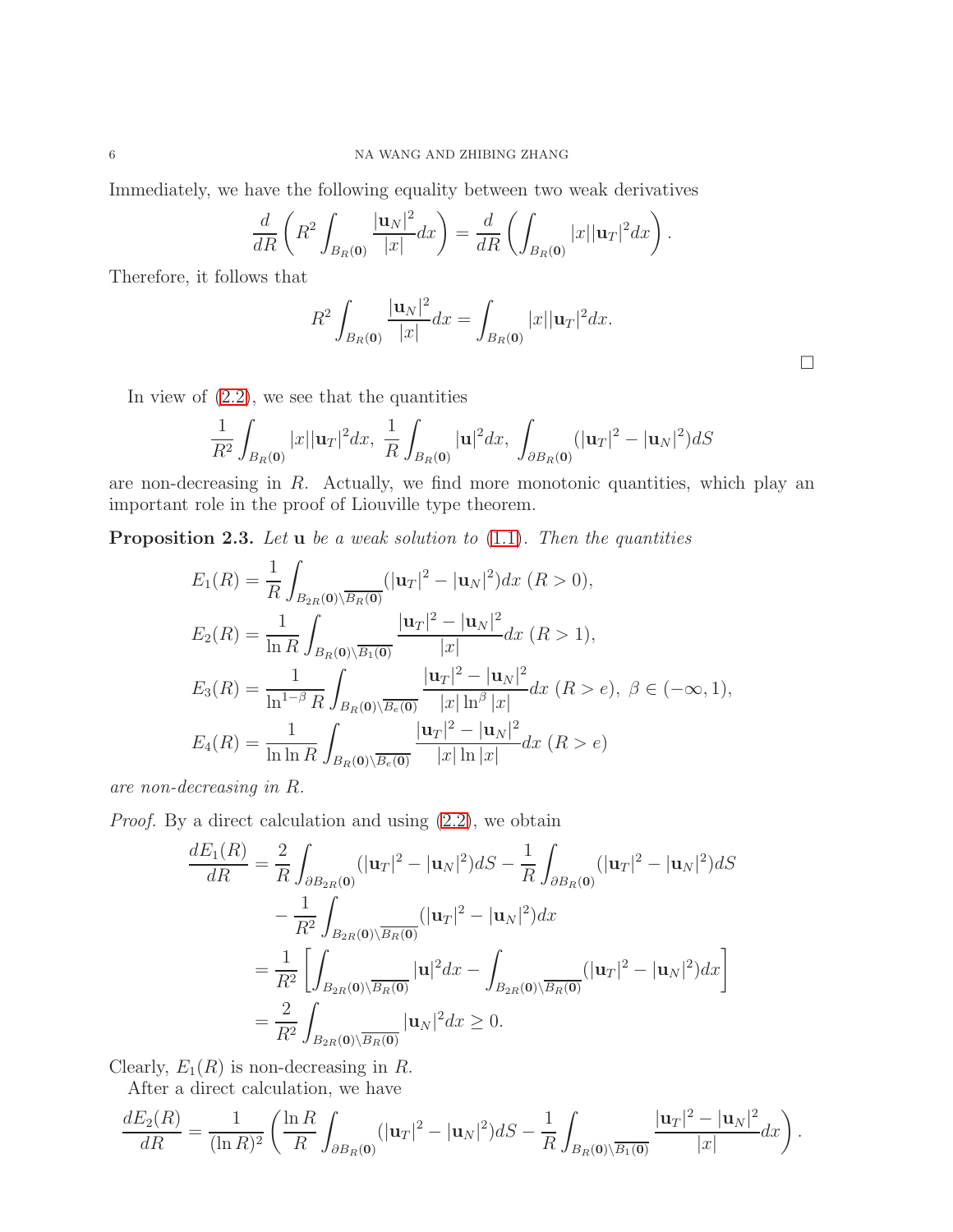Immediately, we have the following equality between two weak derivatives

$$\frac{d}{dR}\left(R^2\int_{B_R(\mathbf{0})}\frac{|\mathbf{u}_N|^2}{|x|}dx\right)=\frac{d}{dR}\left(\int_{B_R(\mathbf{0})}|x||\mathbf{u}_T|^2dx\right).$$

Therefore, it follows that

$$R^2\int_{B_R(\mathbf{0})}\frac{|\mathbf{u}_N|^2}{|x|}dx=\int_{B_R(\mathbf{0})}|x||\mathbf{u}_T|^2dx.$$

□

In view of (2.2), we see that the quantities

$$\frac{1}{R^2}\int_{B_R(\mathbf{0})}|x||\mathbf{u}_T|^2dx,\ \frac{1}{R}\int_{B_R(\mathbf{0})}|\mathbf{u}|^2dx,\ \int_{\partial B_R(\mathbf{0})}(|\mathbf{u}_T|^2-|\mathbf{u}_N|^2)dS$$

are non-decreasing in $R$. Actually, we find more monotonic quantities, which play an important role in the proof of Liouville type theorem.

**Proposition 2.3.** *Let* $\mathbf{u}$ *be a weak solution to* (1.1). *Then the quantities*

$$\begin{aligned}
E_1(R)&=\frac{1}{R}\int_{B_{2R}(\mathbf{0})\setminus\overline{B_R(\mathbf{0})}}(|\mathbf{u}_T|^2-|\mathbf{u}_N|^2)dx\ (R>0),\\
E_2(R)&=\frac{1}{\ln R}\int_{B_R(\mathbf{0})\setminus\overline{B_1(\mathbf{0})}}\frac{|\mathbf{u}_T|^2-|\mathbf{u}_N|^2}{|x|}dx\ (R>1),\\
E_3(R)&=\frac{1}{\ln^{1-\beta}R}\int_{B_R(\mathbf{0})\setminus\overline{B_e(\mathbf{0})}}\frac{|\mathbf{u}_T|^2-|\mathbf{u}_N|^2}{|x|\ln^{\beta}|x|}dx\ (R>e),\ \beta\in(-\infty,1),\\
E_4(R)&=\frac{1}{\ln\ln R}\int_{B_R(\mathbf{0})\setminus\overline{B_e(\mathbf{0})}}\frac{|\mathbf{u}_T|^2-|\mathbf{u}_N|^2}{|x|\ln|x|}dx\ (R>e)
\end{aligned}$$

*are non-decreasing in* $R$.

*Proof.* By a direct calculation and using (2.2), we obtain

$$\begin{aligned}
\frac{dE_1(R)}{dR}&=\frac{2}{R}\int_{\partial B_{2R}(\mathbf{0})}(|\mathbf{u}_T|^2-|\mathbf{u}_N|^2)dS-\frac{1}{R}\int_{\partial B_R(\mathbf{0})}(|\mathbf{u}_T|^2-|\mathbf{u}_N|^2)dS\\
&\quad-\frac{1}{R^2}\int_{B_{2R}(\mathbf{0})\setminus\overline{B_R(\mathbf{0})}}(|\mathbf{u}_T|^2-|\mathbf{u}_N|^2)dx\\
&=\frac{1}{R^2}\left[\int_{B_{2R}(\mathbf{0})\setminus\overline{B_R(\mathbf{0})}}|\mathbf{u}|^2dx-\int_{B_{2R}(\mathbf{0})\setminus\overline{B_R(\mathbf{0})}}(|\mathbf{u}_T|^2-|\mathbf{u}_N|^2)dx\right]\\
&=\frac{2}{R^2}\int_{B_{2R}(\mathbf{0})\setminus\overline{B_R(\mathbf{0})}}|\mathbf{u}_N|^2dx\geq 0.
\end{aligned}$$

Clearly, $E_1(R)$ is non-decreasing in $R$.

After a direct calculation, we have

$$\frac{dE_2(R)}{dR}=\frac{1}{(\ln R)^2}\left(\frac{\ln R}{R}\int_{\partial B_R(\mathbf{0})}(|\mathbf{u}_T|^2-|\mathbf{u}_N|^2)dS-\frac{1}{R}\int_{B_R(\mathbf{0})\setminus\overline{B_1(\mathbf{0})}}\frac{|\mathbf{u}_T|^2-|\mathbf{u}_N|^2}{|x|}dx\right).$$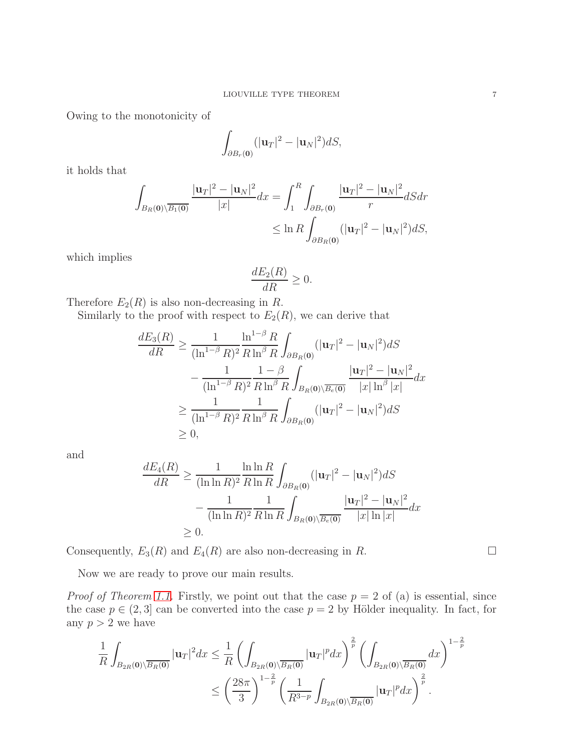Owing to the monotonicity of

$$\int_{\partial B_r(\mathbf{0})} (|\mathbf{u}_T|^2 - |\mathbf{u}_N|^2) dS,$$

it holds that

$$\begin{aligned}
\int_{B_R(\mathbf{0})\setminus\overline{B_1(\mathbf{0})}} \frac{|\mathbf{u}_T|^2 - |\mathbf{u}_N|^2}{|x|} dx &= \int_1^R \int_{\partial B_r(\mathbf{0})} \frac{|\mathbf{u}_T|^2 - |\mathbf{u}_N|^2}{r} dS dr \\
&\leq \ln R \int_{\partial B_R(\mathbf{0})} (|\mathbf{u}_T|^2 - |\mathbf{u}_N|^2) dS,
\end{aligned}$$

which implies

$$\frac{dE_2(R)}{dR} \geq 0.$$

Therefore $E_2(R)$ is also non-decreasing in $R$.

Similarly to the proof with respect to $E_2(R)$, we can derive that

$$\begin{aligned}
\frac{dE_3(R)}{dR} &\geq \frac{1}{(\ln^{1-\beta} R)^2} \frac{\ln^{1-\beta} R}{R \ln^\beta R} \int_{\partial B_R(\mathbf{0})} (|\mathbf{u}_T|^2 - |\mathbf{u}_N|^2) dS \\
&\quad - \frac{1}{(\ln^{1-\beta} R)^2} \frac{1-\beta}{R \ln^\beta R} \int_{B_R(\mathbf{0})\setminus\overline{B_e(\mathbf{0})}} \frac{|\mathbf{u}_T|^2 - |\mathbf{u}_N|^2}{|x| \ln^\beta |x|} dx \\
&\geq \frac{1}{(\ln^{1-\beta} R)^2} \frac{1}{R \ln^\beta R} \int_{\partial B_R(\mathbf{0})} (|\mathbf{u}_T|^2 - |\mathbf{u}_N|^2) dS \\
&\geq 0,
\end{aligned}$$

and

$$\begin{aligned}
\frac{dE_4(R)}{dR} &\geq \frac{1}{(\ln \ln R)^2} \frac{\ln \ln R}{R \ln R} \int_{\partial B_R(\mathbf{0})} (|\mathbf{u}_T|^2 - |\mathbf{u}_N|^2) dS \\
&\quad - \frac{1}{(\ln \ln R)^2} \frac{1}{R \ln R} \int_{B_R(\mathbf{0})\setminus\overline{B_e(\mathbf{0})}} \frac{|\mathbf{u}_T|^2 - |\mathbf{u}_N|^2}{|x| \ln |x|} dx \\
&\geq 0.
\end{aligned}$$

Consequently, $E_3(R)$ and $E_4(R)$ are also non-decreasing in $R$. □

Now we are ready to prove our main results.

*Proof of Theorem 1.1.* Firstly, we point out that the case $p = 2$ of (a) is essential, since the case $p \in (2, 3]$ can be converted into the case $p = 2$ by Hölder inequality. In fact, for any $p > 2$ we have

$$\begin{aligned}
\frac{1}{R} \int_{B_{2R}(\mathbf{0})\setminus\overline{B_R(\mathbf{0})}} |\mathbf{u}_T|^2 dx &\leq \frac{1}{R} \left( \int_{B_{2R}(\mathbf{0})\setminus\overline{B_R(\mathbf{0})}} |\mathbf{u}_T|^p dx \right)^{\frac{2}{p}} \left( \int_{B_{2R}(\mathbf{0})\setminus\overline{B_R(\mathbf{0})}} dx \right)^{1-\frac{2}{p}} \\
&\leq \left( \frac{28\pi}{3} \right)^{1-\frac{2}{p}} \left( \frac{1}{R^{3-p}} \int_{B_{2R}(\mathbf{0})\setminus\overline{B_R(\mathbf{0})}} |\mathbf{u}_T|^p dx \right)^{\frac{2}{p}}.
\end{aligned}$$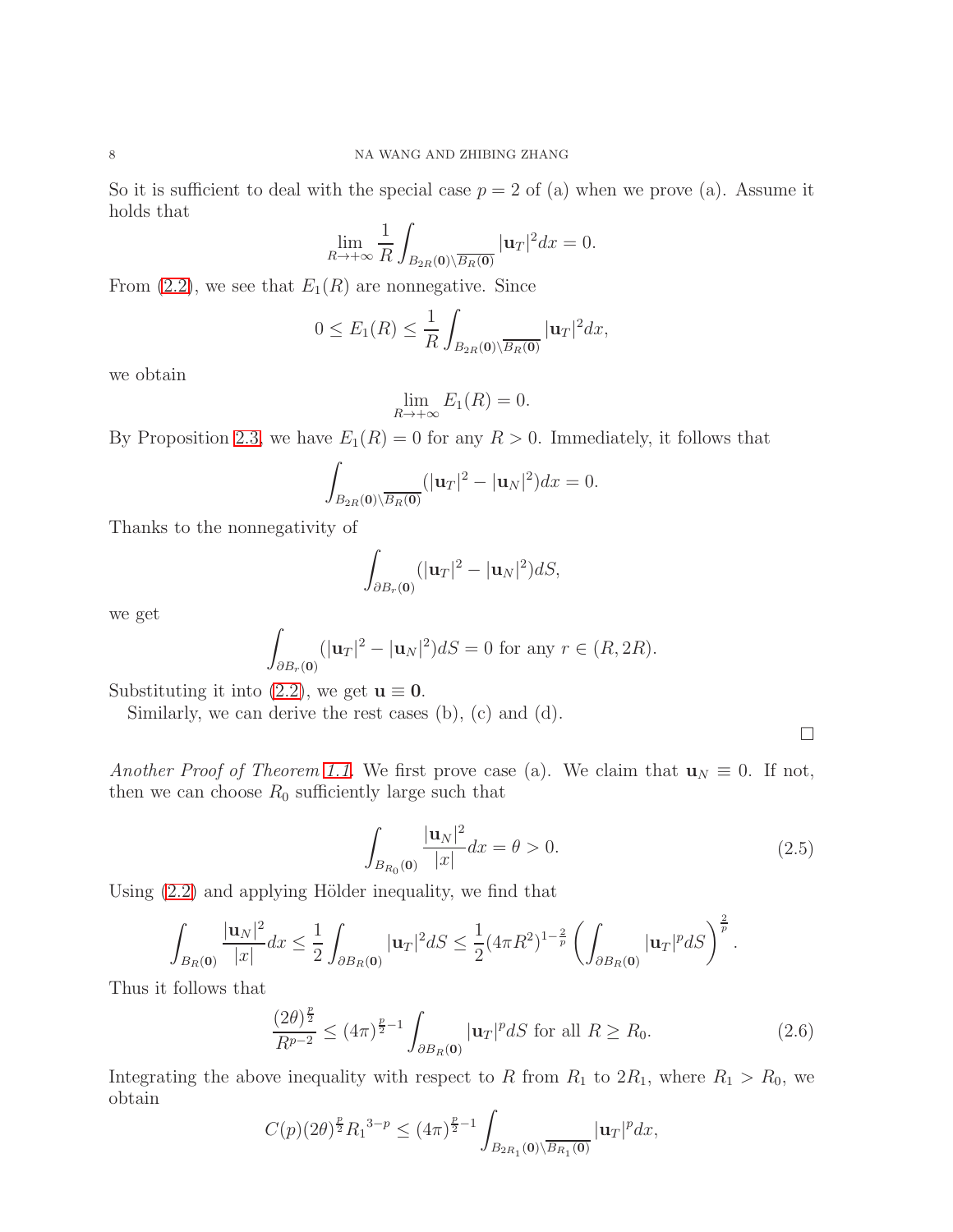So it is sufficient to deal with the special case $p = 2$ of (a) when we prove (a). Assume it holds that

$$\lim_{R\to+\infty} \frac{1}{R}\int_{B_{2R}(\mathbf{0})\setminus\overline{B_R(\mathbf{0})}} |\mathbf{u}_T|^2 dx = 0.$$

From (2.2), we see that $E_1(R)$ are nonnegative. Since

$$0 \le E_1(R) \le \frac{1}{R}\int_{B_{2R}(\mathbf{0})\setminus\overline{B_R(\mathbf{0})}} |\mathbf{u}_T|^2 dx,$$

we obtain

$$\lim_{R\to+\infty} E_1(R) = 0.$$

By Proposition 2.3, we have $E_1(R) = 0$ for any $R > 0$. Immediately, it follows that

$$\int_{B_{2R}(\mathbf{0})\setminus\overline{B_R(\mathbf{0})}} (|\mathbf{u}_T|^2 - |\mathbf{u}_N|^2) dx = 0.$$

Thanks to the nonnegativity of

$$\int_{\partial B_r(\mathbf{0})} (|\mathbf{u}_T|^2 - |\mathbf{u}_N|^2) dS,$$

we get

$$\int_{\partial B_r(\mathbf{0})} (|\mathbf{u}_T|^2 - |\mathbf{u}_N|^2) dS = 0 \text{ for any } r \in (R, 2R).$$

Substituting it into (2.2), we get $\mathbf{u} \equiv \mathbf{0}$.

Similarly, we can derive the rest cases (b), (c) and (d).

□

*Another Proof of Theorem 1.1.* We first prove case (a). We claim that $\mathbf{u}_N \equiv 0$. If not, then we can choose $R_0$ sufficiently large such that

$$\int_{B_{R_0}(\mathbf{0})} \frac{|\mathbf{u}_N|^2}{|x|} dx = \theta > 0. \tag{2.5}$$

Using (2.2) and applying Hölder inequality, we find that

$$\int_{B_R(\mathbf{0})} \frac{|\mathbf{u}_N|^2}{|x|} dx \le \frac{1}{2}\int_{\partial B_R(\mathbf{0})} |\mathbf{u}_T|^2 dS \le \frac{1}{2}(4\pi R^2)^{1-\frac{2}{p}} \left(\int_{\partial B_R(\mathbf{0})} |\mathbf{u}_T|^p dS\right)^{\frac{2}{p}}.$$

Thus it follows that

$$\frac{(2\theta)^{\frac{p}{2}}}{R^{p-2}} \le (4\pi)^{\frac{p}{2}-1}\int_{\partial B_R(\mathbf{0})} |\mathbf{u}_T|^p dS \text{ for all } R \ge R_0. \tag{2.6}$$

Integrating the above inequality with respect to $R$ from $R_1$ to $2R_1$, where $R_1 > R_0$, we obtain

$$C(p)(2\theta)^{\frac{p}{2}} {R_1}^{3-p} \le (4\pi)^{\frac{p}{2}-1}\int_{B_{2R_1}(\mathbf{0})\setminus\overline{B_{R_1}(\mathbf{0})}} |\mathbf{u}_T|^p dx,$$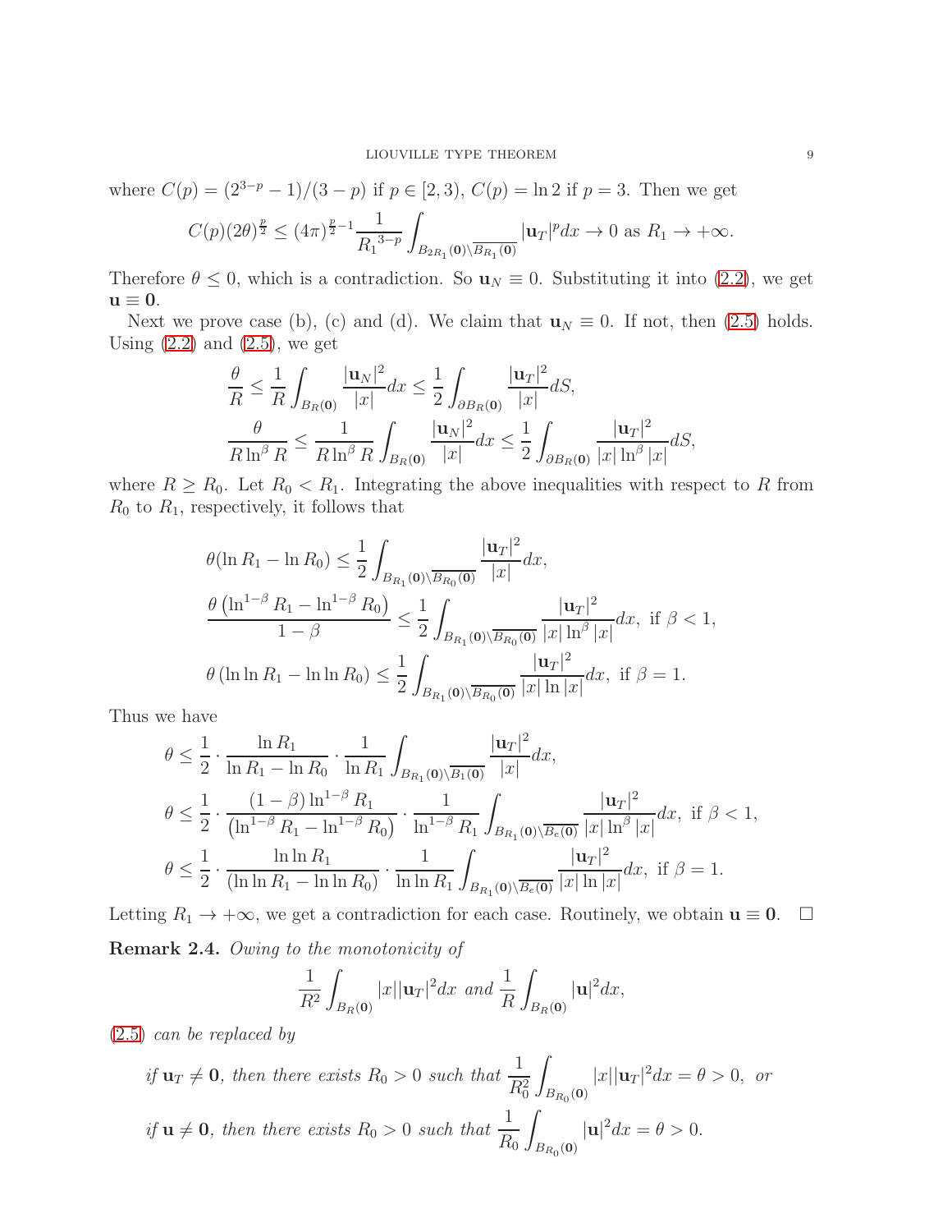where $C(p) = (2^{3-p} - 1)/(3-p)$ if $p \in [2, 3)$, $C(p) = \ln 2$ if $p = 3$. Then we get

$$C(p)(2\theta)^{\frac{p}{2}} \leq (4\pi)^{\frac{p}{2}-1} \frac{1}{R_1{}^{3-p}} \int_{B_{2R_1}(\mathbf{0}) \setminus \overline{B_{R_1}(\mathbf{0})}} |\mathbf{u}_T|^p dx \to 0 \text{ as } R_1 \to +\infty.$$

Therefore $\theta \leq 0$, which is a contradiction. So $\mathbf{u}_N \equiv 0$. Substituting it into (2.2), we get $\mathbf{u} \equiv \mathbf{0}$.

Next we prove case (b), (c) and (d). We claim that $\mathbf{u}_N \equiv 0$. If not, then (2.5) holds. Using (2.2) and (2.5), we get

$$\frac{\theta}{R} \leq \frac{1}{R} \int_{B_R(\mathbf{0})} \frac{|\mathbf{u}_N|^2}{|x|} dx \leq \frac{1}{2} \int_{\partial B_R(\mathbf{0})} \frac{|\mathbf{u}_T|^2}{|x|} dS,$$

$$\frac{\theta}{R \ln^\beta R} \leq \frac{1}{R \ln^\beta R} \int_{B_R(\mathbf{0})} \frac{|\mathbf{u}_N|^2}{|x|} dx \leq \frac{1}{2} \int_{\partial B_R(\mathbf{0})} \frac{|\mathbf{u}_T|^2}{|x| \ln^\beta |x|} dS,$$

where $R \geq R_0$. Let $R_0 < R_1$. Integrating the above inequalities with respect to $R$ from $R_0$ to $R_1$, respectively, it follows that

$$\theta(\ln R_1 - \ln R_0) \leq \frac{1}{2} \int_{B_{R_1}(\mathbf{0}) \setminus \overline{B_{R_0}(\mathbf{0})}} \frac{|\mathbf{u}_T|^2}{|x|} dx,$$

$$\frac{\theta \left(\ln^{1-\beta} R_1 - \ln^{1-\beta} R_0\right)}{1-\beta} \leq \frac{1}{2} \int_{B_{R_1}(\mathbf{0}) \setminus \overline{B_{R_0}(\mathbf{0})}} \frac{|\mathbf{u}_T|^2}{|x| \ln^\beta |x|} dx, \text{ if } \beta < 1,$$

$$\theta \left(\ln \ln R_1 - \ln \ln R_0\right) \leq \frac{1}{2} \int_{B_{R_1}(\mathbf{0}) \setminus \overline{B_{R_0}(\mathbf{0})}} \frac{|\mathbf{u}_T|^2}{|x| \ln |x|} dx, \text{ if } \beta = 1.$$

Thus we have

$$\theta \leq \frac{1}{2} \cdot \frac{\ln R_1}{\ln R_1 - \ln R_0} \cdot \frac{1}{\ln R_1} \int_{B_{R_1}(\mathbf{0}) \setminus \overline{B_1(\mathbf{0})}} \frac{|\mathbf{u}_T|^2}{|x|} dx,$$

$$\theta \leq \frac{1}{2} \cdot \frac{(1-\beta) \ln^{1-\beta} R_1}{\left(\ln^{1-\beta} R_1 - \ln^{1-\beta} R_0\right)} \cdot \frac{1}{\ln^{1-\beta} R_1} \int_{B_{R_1}(\mathbf{0}) \setminus \overline{B_e(\mathbf{0})}} \frac{|\mathbf{u}_T|^2}{|x| \ln^\beta |x|} dx, \text{ if } \beta < 1,$$

$$\theta \leq \frac{1}{2} \cdot \frac{\ln \ln R_1}{(\ln \ln R_1 - \ln \ln R_0)} \cdot \frac{1}{\ln \ln R_1} \int_{B_{R_1}(\mathbf{0}) \setminus \overline{B_e(\mathbf{0})}} \frac{|\mathbf{u}_T|^2}{|x| \ln |x|} dx, \text{ if } \beta = 1.$$

Letting $R_1 \to +\infty$, we get a contradiction for each case. Routinely, we obtain $\mathbf{u} \equiv \mathbf{0}$. $\square$

**Remark 2.4.** *Owing to the monotonicity of*

$$\frac{1}{R^2} \int_{B_R(\mathbf{0})} |x| |\mathbf{u}_T|^2 dx \text{ and } \frac{1}{R} \int_{B_R(\mathbf{0})} |\mathbf{u}|^2 dx,$$

*(2.5) can be replaced by*

*if $\mathbf{u}_T \neq \mathbf{0}$, then there exists $R_0 > 0$ such that* $\displaystyle\frac{1}{R_0^2} \int_{B_{R_0}(\mathbf{0})} |x| |\mathbf{u}_T|^2 dx = \theta > 0$, *or*

*if $\mathbf{u} \neq \mathbf{0}$, then there exists $R_0 > 0$ such that* $\displaystyle\frac{1}{R_0} \int_{B_{R_0}(\mathbf{0})} |\mathbf{u}|^2 dx = \theta > 0.$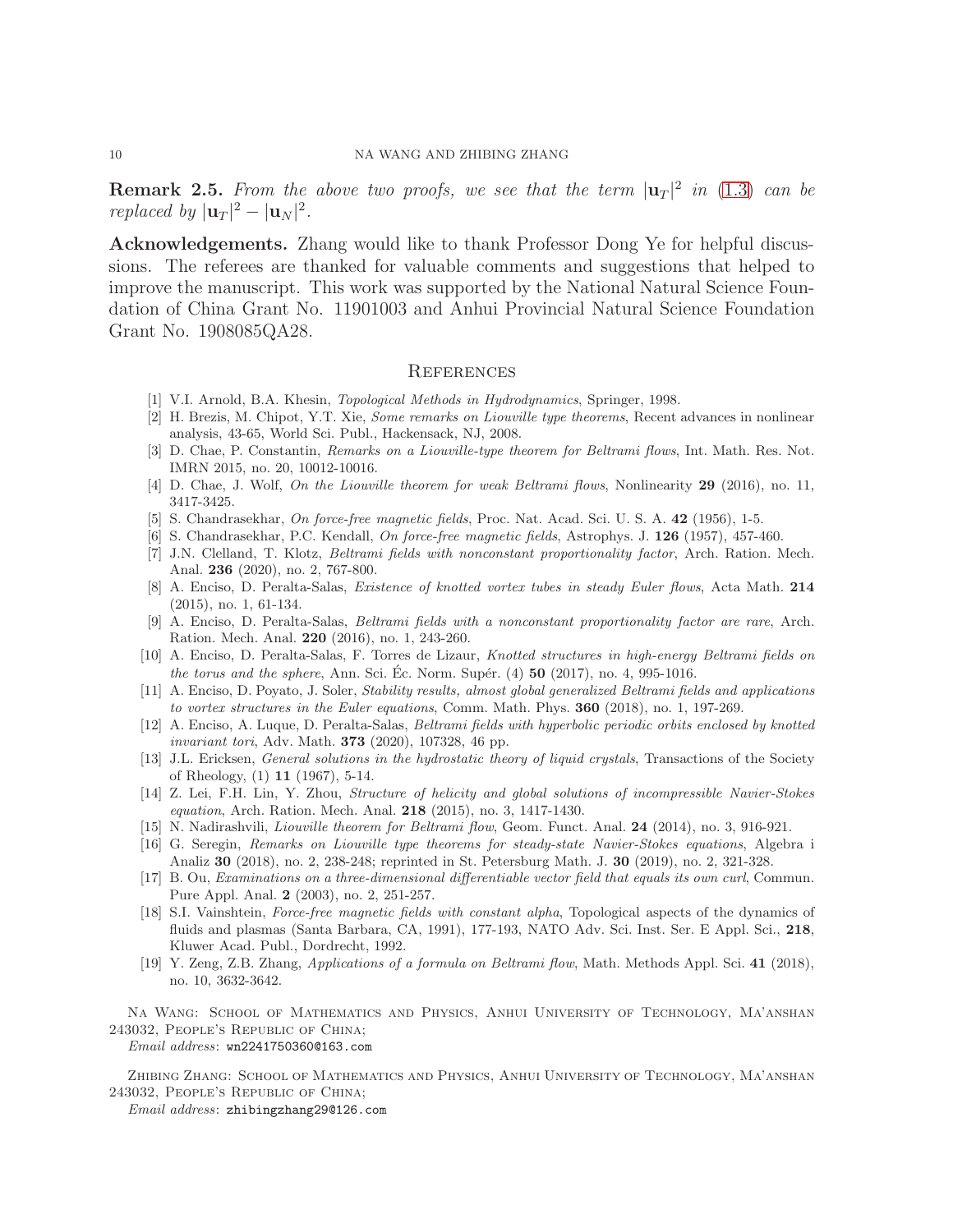**Remark 2.5.** *From the above two proofs, we see that the term* $|\mathbf{u}_T|^2$ *in* (1.3) *can be replaced by* $|\mathbf{u}_T|^2 - |\mathbf{u}_N|^2$.

**Acknowledgements.** Zhang would like to thank Professor Dong Ye for helpful discussions. The referees are thanked for valuable comments and suggestions that helped to improve the manuscript. This work was supported by the National Natural Science Foundation of China Grant No. 11901003 and Anhui Provincial Natural Science Foundation Grant No. 1908085QA28.

## References

[1] V.I. Arnold, B.A. Khesin, *Topological Methods in Hydrodynamics*, Springer, 1998.

[2] H. Brezis, M. Chipot, Y.T. Xie, *Some remarks on Liouville type theorems*, Recent advances in nonlinear analysis, 43-65, World Sci. Publ., Hackensack, NJ, 2008.

[3] D. Chae, P. Constantin, *Remarks on a Liouville-type theorem for Beltrami flows*, Int. Math. Res. Not. IMRN 2015, no. 20, 10012-10016.

[4] D. Chae, J. Wolf, *On the Liouville theorem for weak Beltrami flows*, Nonlinearity **29** (2016), no. 11, 3417-3425.

[5] S. Chandrasekhar, *On force-free magnetic fields*, Proc. Nat. Acad. Sci. U. S. A. **42** (1956), 1-5.

[6] S. Chandrasekhar, P.C. Kendall, *On force-free magnetic fields*, Astrophys. J. **126** (1957), 457-460.

[7] J.N. Clelland, T. Klotz, *Beltrami fields with nonconstant proportionality factor*, Arch. Ration. Mech. Anal. **236** (2020), no. 2, 767-800.

[8] A. Enciso, D. Peralta-Salas, *Existence of knotted vortex tubes in steady Euler flows*, Acta Math. **214** (2015), no. 1, 61-134.

[9] A. Enciso, D. Peralta-Salas, *Beltrami fields with a nonconstant proportionality factor are rare*, Arch. Ration. Mech. Anal. **220** (2016), no. 1, 243-260.

[10] A. Enciso, D. Peralta-Salas, F. Torres de Lizaur, *Knotted structures in high-energy Beltrami fields on the torus and the sphere*, Ann. Sci. Éc. Norm. Supér. (4) **50** (2017), no. 4, 995-1016.

[11] A. Enciso, D. Poyato, J. Soler, *Stability results, almost global generalized Beltrami fields and applications to vortex structures in the Euler equations*, Comm. Math. Phys. **360** (2018), no. 1, 197-269.

[12] A. Enciso, A. Luque, D. Peralta-Salas, *Beltrami fields with hyperbolic periodic orbits enclosed by knotted invariant tori*, Adv. Math. **373** (2020), 107328, 46 pp.

[13] J.L. Ericksen, *General solutions in the hydrostatic theory of liquid crystals*, Transactions of the Society of Rheology, (1) **11** (1967), 5-14.

[14] Z. Lei, F.H. Lin, Y. Zhou, *Structure of helicity and global solutions of incompressible Navier-Stokes equation*, Arch. Ration. Mech. Anal. **218** (2015), no. 3, 1417-1430.

[15] N. Nadirashvili, *Liouville theorem for Beltrami flow*, Geom. Funct. Anal. **24** (2014), no. 3, 916-921.

[16] G. Seregin, *Remarks on Liouville type theorems for steady-state Navier-Stokes equations*, Algebra i Analiz **30** (2018), no. 2, 238-248; reprinted in St. Petersburg Math. J. **30** (2019), no. 2, 321-328.

[17] B. Ou, *Examinations on a three-dimensional differentiable vector field that equals its own curl*, Commun. Pure Appl. Anal. **2** (2003), no. 2, 251-257.

[18] S.I. Vainshtein, *Force-free magnetic fields with constant alpha*, Topological aspects of the dynamics of fluids and plasmas (Santa Barbara, CA, 1991), 177-193, NATO Adv. Sci. Inst. Ser. E Appl. Sci., **218**, Kluwer Acad. Publ., Dordrecht, 1992.

[19] Y. Zeng, Z.B. Zhang, *Applications of a formula on Beltrami flow*, Math. Methods Appl. Sci. **41** (2018), no. 10, 3632-3642.

Na Wang: School of Mathematics and Physics, Anhui University of Technology, Ma'anshan 243032, People's Republic of China;

*Email address*: wn2241750360@163.com

Zhibing Zhang: School of Mathematics and Physics, Anhui University of Technology, Ma'anshan 243032, People's Republic of China;

*Email address*: zhibingzhang29@126.com